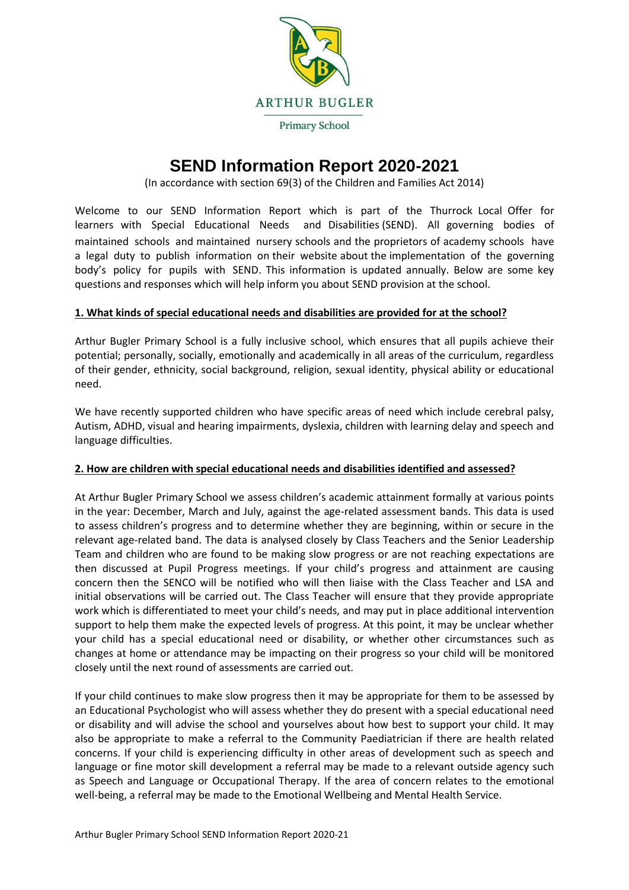ARTHUR BUGLER

Primary School

# SEND Information Report 2020-2021

(In accordance with section 69(3) of the Children and Families Act 2014)

Welcome to our SEND Information Report which is part of the Thurrock Local Offer for learners with Special Educational Needs and Disabilities (SEND). All governing bodies of maintained schools and maintained nursery schools and the proprietors of academy schools have a legal duty to publish information on their website about the implementation of the governing body's policy for pupils with SEND. This information is updated annually. Below are some key questions and responses which will help inform you about SEND provision at the school.

## 1. What kinds of special educational needs and disabilities are provided for at the school?

Arthur Bugler Primary School is a fully inclusive school, which ensures that all pupils achieve their potential; personally, socially, emotionally and academically in all areas of the curriculum, regardless of their gender, ethnicity, social background, religion, sexual identity, physical ability or educational need.

We have recently supported children who have specific areas of need which include cerebral palsy, Autism, ADHD, visual and hearing impairments, dyslexia, children with learning delay and speech and language difficulties.

## 2. How are children with special educational needs and disabilities identified and assessed?

At Arthur Bugler Primary School we assess children's academic attainment formally at various points in the year: December, March and July, against the age-related assessment bands. This data is used to assess children's progress and to determine whether they are beginning, within or secure in the relevant age-related band. The data is analysed closely by Class Teachers and the Senior Leadership Team and children who are found to be making slow progress or are not reaching expectations are then discussed at Pupil Progress meetings. If your child's progress and attainment are causing concern then the SENCO will be notified who will then liaise with the Class Teacher and LSA and initial observations will be carried out. The Class Teacher will ensure that they provide appropriate work which is differentiated to meet your child's needs, and may put in place additional intervention support to help them make the expected levels of progress. At this point, it may be unclear whether your child has a special educational need or disability, or whether other circumstances such as changes at home or attendance may be impacting on their progress so your child will be monitored closely until the next round of assessments are carried out.

If your child continues to make slow progress then it may be appropriate for them to be assessed by an Educational Psychologist who will assess whether they do present with a special educational need or disability and will advise the school and yourselves about how best to support your child. It may also be appropriate to make a referral to the Community Paediatrician if there are health related concerns. If your child is experiencing difficulty in other areas of development such as speech and language or fine motor skill development a referral may be made to a relevant outside agency such as Speech and Language or Occupational Therapy. If the area of concern relates to the emotional well-being, a referral may be made to the Emotional Wellbeing and Mental Health Service.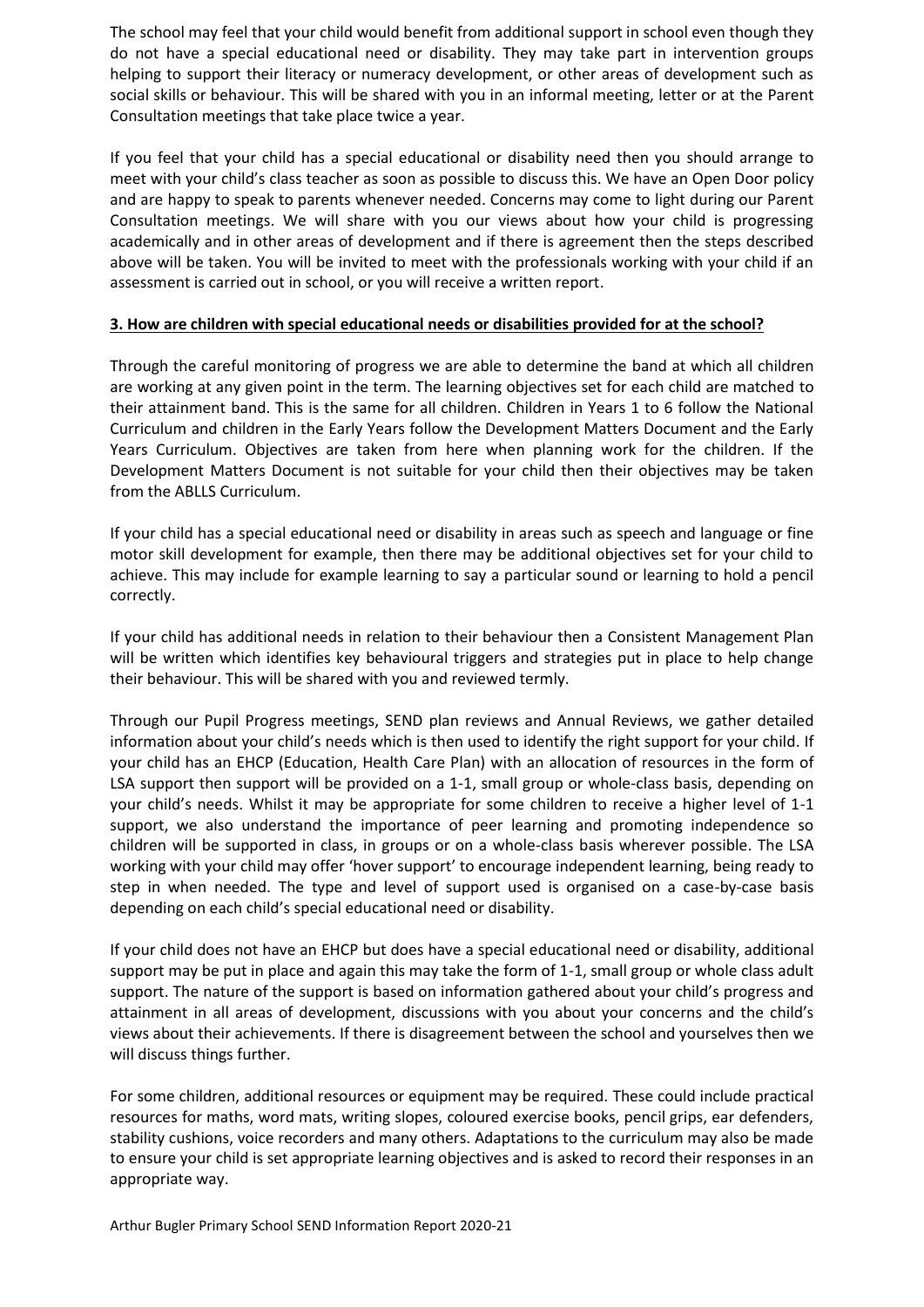The school may feel that your child would benefit from additional support in school even though they do not have a special educational need or disability. They may take part in intervention groups helping to support their literacy or numeracy development, or other areas of development such as social skills or behaviour. This will be shared with you in an informal meeting, letter or at the Parent Consultation meetings that take place twice a year.

If you feel that your child has a special educational or disability need then you should arrange to meet with your child's class teacher as soon as possible to discuss this. We have an Open Door policy and are happy to speak to parents whenever needed. Concerns may come to light during our Parent Consultation meetings. We will share with you our views about how your child is progressing academically and in other areas of development and if there is agreement then the steps described above will be taken. You will be invited to meet with the professionals working with your child if an assessment is carried out in school, or you will receive a written report.

**3. How are children with special educational needs or disabilities provided for at the school?**

Through the careful monitoring of progress we are able to determine the band at which all children are working at any given point in the term. The learning objectives set for each child are matched to their attainment band. This is the same for all children. Children in Years 1 to 6 follow the National Curriculum and children in the Early Years follow the Development Matters Document and the Early Years Curriculum. Objectives are taken from here when planning work for the children. If the Development Matters Document is not suitable for your child then their objectives may be taken from the ABLLS Curriculum.

If your child has a special educational need or disability in areas such as speech and language or fine motor skill development for example, then there may be additional objectives set for your child to achieve. This may include for example learning to say a particular sound or learning to hold a pencil correctly.

If your child has additional needs in relation to their behaviour then a Consistent Management Plan will be written which identifies key behavioural triggers and strategies put in place to help change their behaviour. This will be shared with you and reviewed termly.

Through our Pupil Progress meetings, SEND plan reviews and Annual Reviews, we gather detailed information about your child's needs which is then used to identify the right support for your child. If your child has an EHCP (Education, Health Care Plan) with an allocation of resources in the form of LSA support then support will be provided on a 1-1, small group or whole-class basis, depending on your child's needs. Whilst it may be appropriate for some children to receive a higher level of 1-1 support, we also understand the importance of peer learning and promoting independence so children will be supported in class, in groups or on a whole-class basis wherever possible. The LSA working with your child may offer 'hover support' to encourage independent learning, being ready to step in when needed. The type and level of support used is organised on a case-by-case basis depending on each child's special educational need or disability.

If your child does not have an EHCP but does have a special educational need or disability, additional support may be put in place and again this may take the form of 1-1, small group or whole class adult support. The nature of the support is based on information gathered about your child's progress and attainment in all areas of development, discussions with you about your concerns and the child's views about their achievements. If there is disagreement between the school and yourselves then we will discuss things further.

For some children, additional resources or equipment may be required. These could include practical resources for maths, word mats, writing slopes, coloured exercise books, pencil grips, ear defenders, stability cushions, voice recorders and many others. Adaptations to the curriculum may also be made to ensure your child is set appropriate learning objectives and is asked to record their responses in an appropriate way.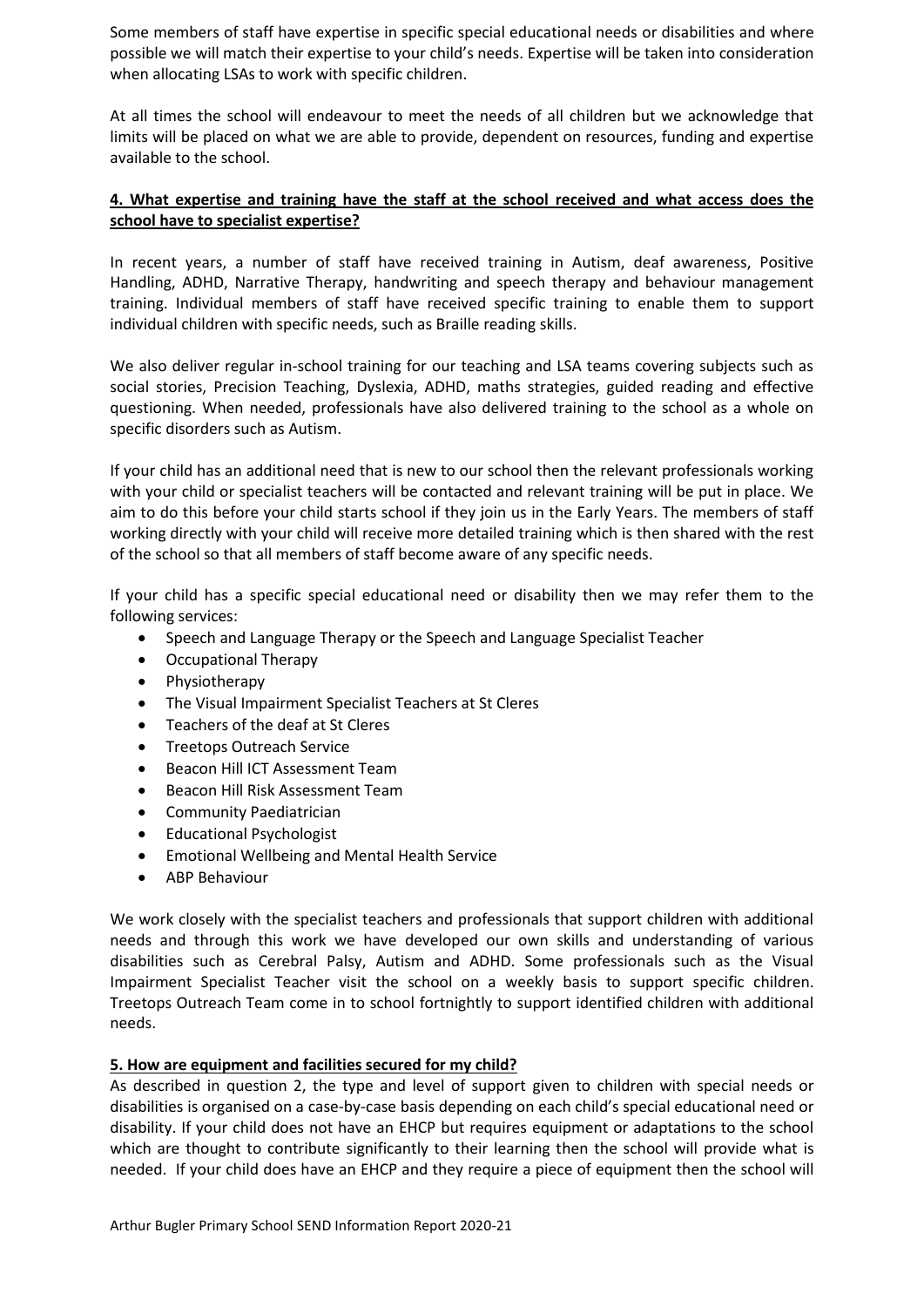Some members of staff have expertise in specific special educational needs or disabilities and where possible we will match their expertise to your child's needs. Expertise will be taken into consideration when allocating LSAs to work with specific children.

At all times the school will endeavour to meet the needs of all children but we acknowledge that limits will be placed on what we are able to provide, dependent on resources, funding and expertise available to the school.

## 4. What expertise and training have the staff at the school received and what access does the school have to specialist expertise?

In recent years, a number of staff have received training in Autism, deaf awareness, Positive Handling, ADHD, Narrative Therapy, handwriting and speech therapy and behaviour management training. Individual members of staff have received specific training to enable them to support individual children with specific needs, such as Braille reading skills.

We also deliver regular in-school training for our teaching and LSA teams covering subjects such as social stories, Precision Teaching, Dyslexia, ADHD, maths strategies, guided reading and effective questioning. When needed, professionals have also delivered training to the school as a whole on specific disorders such as Autism.

If your child has an additional need that is new to our school then the relevant professionals working with your child or specialist teachers will be contacted and relevant training will be put in place. We aim to do this before your child starts school if they join us in the Early Years. The members of staff working directly with your child will receive more detailed training which is then shared with the rest of the school so that all members of staff become aware of any specific needs.

If your child has a specific special educational need or disability then we may refer them to the following services:

- Speech and Language Therapy or the Speech and Language Specialist Teacher
- Occupational Therapy
- Physiotherapy
- The Visual Impairment Specialist Teachers at St Cleres
- Teachers of the deaf at St Cleres
- Treetops Outreach Service
- Beacon Hill ICT Assessment Team
- Beacon Hill Risk Assessment Team
- Community Paediatrician
- Educational Psychologist
- Emotional Wellbeing and Mental Health Service
- ABP Behaviour

We work closely with the specialist teachers and professionals that support children with additional needs and through this work we have developed our own skills and understanding of various disabilities such as Cerebral Palsy, Autism and ADHD. Some professionals such as the Visual Impairment Specialist Teacher visit the school on a weekly basis to support specific children. Treetops Outreach Team come in to school fortnightly to support identified children with additional needs.

## 5. How are equipment and facilities secured for my child?

As described in question 2, the type and level of support given to children with special needs or disabilities is organised on a case-by-case basis depending on each child's special educational need or disability. If your child does not have an EHCP but requires equipment or adaptations to the school which are thought to contribute significantly to their learning then the school will provide what is needed. If your child does have an EHCP and they require a piece of equipment then the school will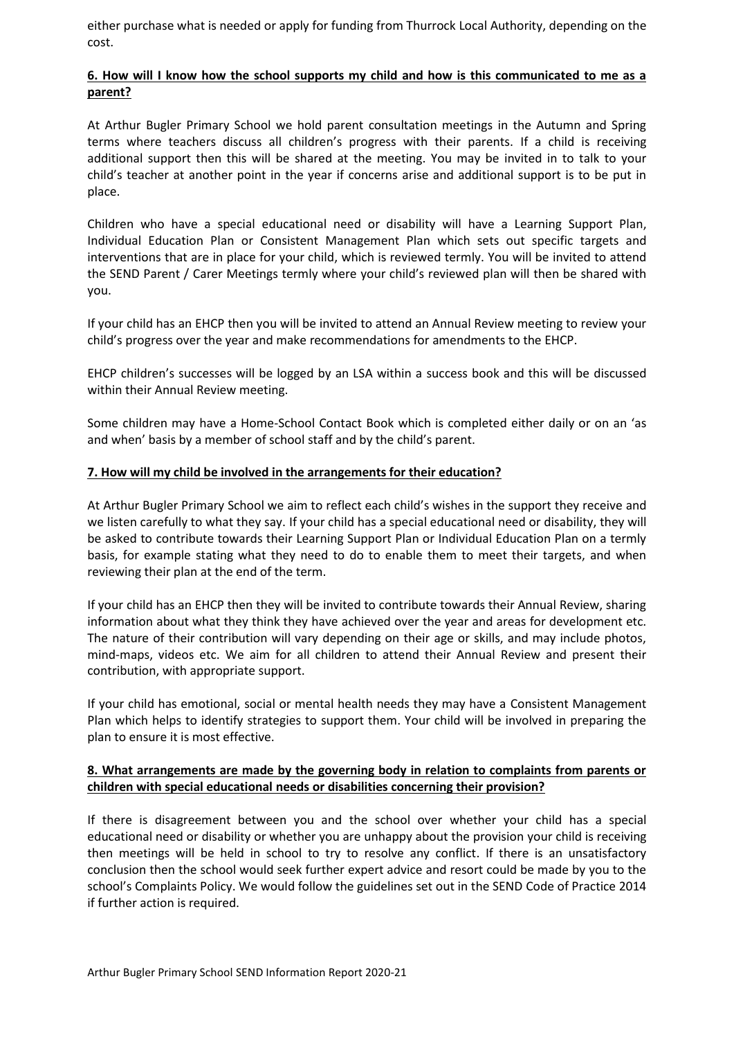either purchase what is needed or apply for funding from Thurrock Local Authority, depending on the cost.

**6. How will I know how the school supports my child and how is this communicated to me as a parent?**

At Arthur Bugler Primary School we hold parent consultation meetings in the Autumn and Spring terms where teachers discuss all children's progress with their parents. If a child is receiving additional support then this will be shared at the meeting. You may be invited in to talk to your child's teacher at another point in the year if concerns arise and additional support is to be put in place.

Children who have a special educational need or disability will have a Learning Support Plan, Individual Education Plan or Consistent Management Plan which sets out specific targets and interventions that are in place for your child, which is reviewed termly. You will be invited to attend the SEND Parent / Carer Meetings termly where your child's reviewed plan will then be shared with you.

If your child has an EHCP then you will be invited to attend an Annual Review meeting to review your child's progress over the year and make recommendations for amendments to the EHCP.

EHCP children's successes will be logged by an LSA within a success book and this will be discussed within their Annual Review meeting.

Some children may have a Home-School Contact Book which is completed either daily or on an 'as and when' basis by a member of school staff and by the child's parent.

**7. How will my child be involved in the arrangements for their education?**

At Arthur Bugler Primary School we aim to reflect each child's wishes in the support they receive and we listen carefully to what they say. If your child has a special educational need or disability, they will be asked to contribute towards their Learning Support Plan or Individual Education Plan on a termly basis, for example stating what they need to do to enable them to meet their targets, and when reviewing their plan at the end of the term.

If your child has an EHCP then they will be invited to contribute towards their Annual Review, sharing information about what they think they have achieved over the year and areas for development etc. The nature of their contribution will vary depending on their age or skills, and may include photos, mind-maps, videos etc. We aim for all children to attend their Annual Review and present their contribution, with appropriate support.

If your child has emotional, social or mental health needs they may have a Consistent Management Plan which helps to identify strategies to support them. Your child will be involved in preparing the plan to ensure it is most effective.

**8. What arrangements are made by the governing body in relation to complaints from parents or children with special educational needs or disabilities concerning their provision?**

If there is disagreement between you and the school over whether your child has a special educational need or disability or whether you are unhappy about the provision your child is receiving then meetings will be held in school to try to resolve any conflict. If there is an unsatisfactory conclusion then the school would seek further expert advice and resort could be made by you to the school's Complaints Policy. We would follow the guidelines set out in the SEND Code of Practice 2014 if further action is required.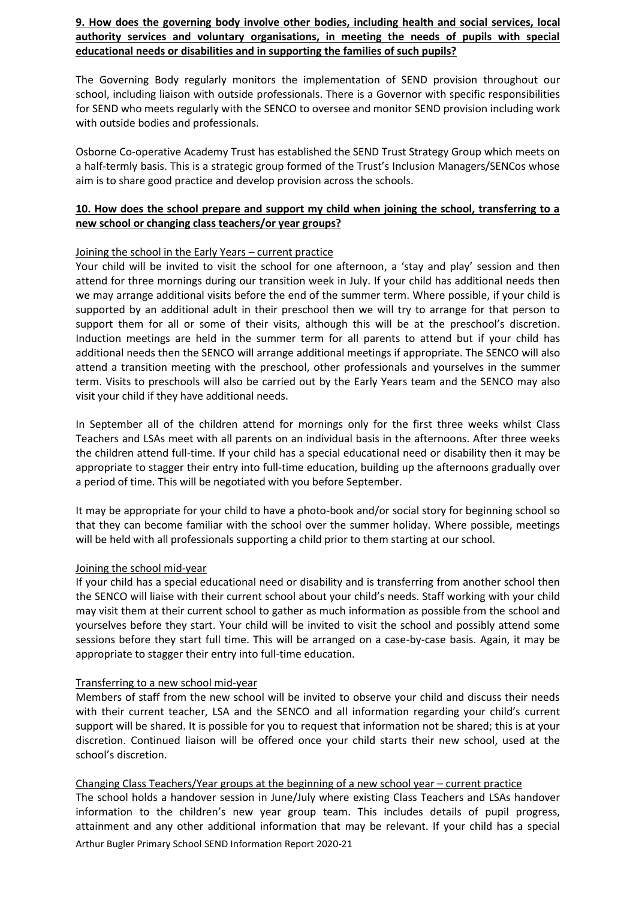**9. How does the governing body involve other bodies, including health and social services, local authority services and voluntary organisations, in meeting the needs of pupils with special educational needs or disabilities and in supporting the families of such pupils?**

The Governing Body regularly monitors the implementation of SEND provision throughout our school, including liaison with outside professionals. There is a Governor with specific responsibilities for SEND who meets regularly with the SENCO to oversee and monitor SEND provision including work with outside bodies and professionals.

Osborne Co-operative Academy Trust has established the SEND Trust Strategy Group which meets on a half-termly basis. This is a strategic group formed of the Trust's Inclusion Managers/SENCos whose aim is to share good practice and develop provision across the schools.

**10. How does the school prepare and support my child when joining the school, transferring to a new school or changing class teachers/or year groups?**

Joining the school in the Early Years – current practice

Your child will be invited to visit the school for one afternoon, a 'stay and play' session and then attend for three mornings during our transition week in July. If your child has additional needs then we may arrange additional visits before the end of the summer term. Where possible, if your child is supported by an additional adult in their preschool then we will try to arrange for that person to support them for all or some of their visits, although this will be at the preschool's discretion. Induction meetings are held in the summer term for all parents to attend but if your child has additional needs then the SENCO will arrange additional meetings if appropriate. The SENCO will also attend a transition meeting with the preschool, other professionals and yourselves in the summer term. Visits to preschools will also be carried out by the Early Years team and the SENCO may also visit your child if they have additional needs.

In September all of the children attend for mornings only for the first three weeks whilst Class Teachers and LSAs meet with all parents on an individual basis in the afternoons. After three weeks the children attend full-time. If your child has a special educational need or disability then it may be appropriate to stagger their entry into full-time education, building up the afternoons gradually over a period of time. This will be negotiated with you before September.

It may be appropriate for your child to have a photo-book and/or social story for beginning school so that they can become familiar with the school over the summer holiday. Where possible, meetings will be held with all professionals supporting a child prior to them starting at our school.

Joining the school mid-year

If your child has a special educational need or disability and is transferring from another school then the SENCO will liaise with their current school about your child's needs. Staff working with your child may visit them at their current school to gather as much information as possible from the school and yourselves before they start. Your child will be invited to visit the school and possibly attend some sessions before they start full time. This will be arranged on a case-by-case basis. Again, it may be appropriate to stagger their entry into full-time education.

Transferring to a new school mid-year

Members of staff from the new school will be invited to observe your child and discuss their needs with their current teacher, LSA and the SENCO and all information regarding your child's current support will be shared. It is possible for you to request that information not be shared; this is at your discretion. Continued liaison will be offered once your child starts their new school, used at the school's discretion.

Changing Class Teachers/Year groups at the beginning of a new school year – current practice

The school holds a handover session in June/July where existing Class Teachers and LSAs handover information to the children's new year group team. This includes details of pupil progress, attainment and any other additional information that may be relevant. If your child has a special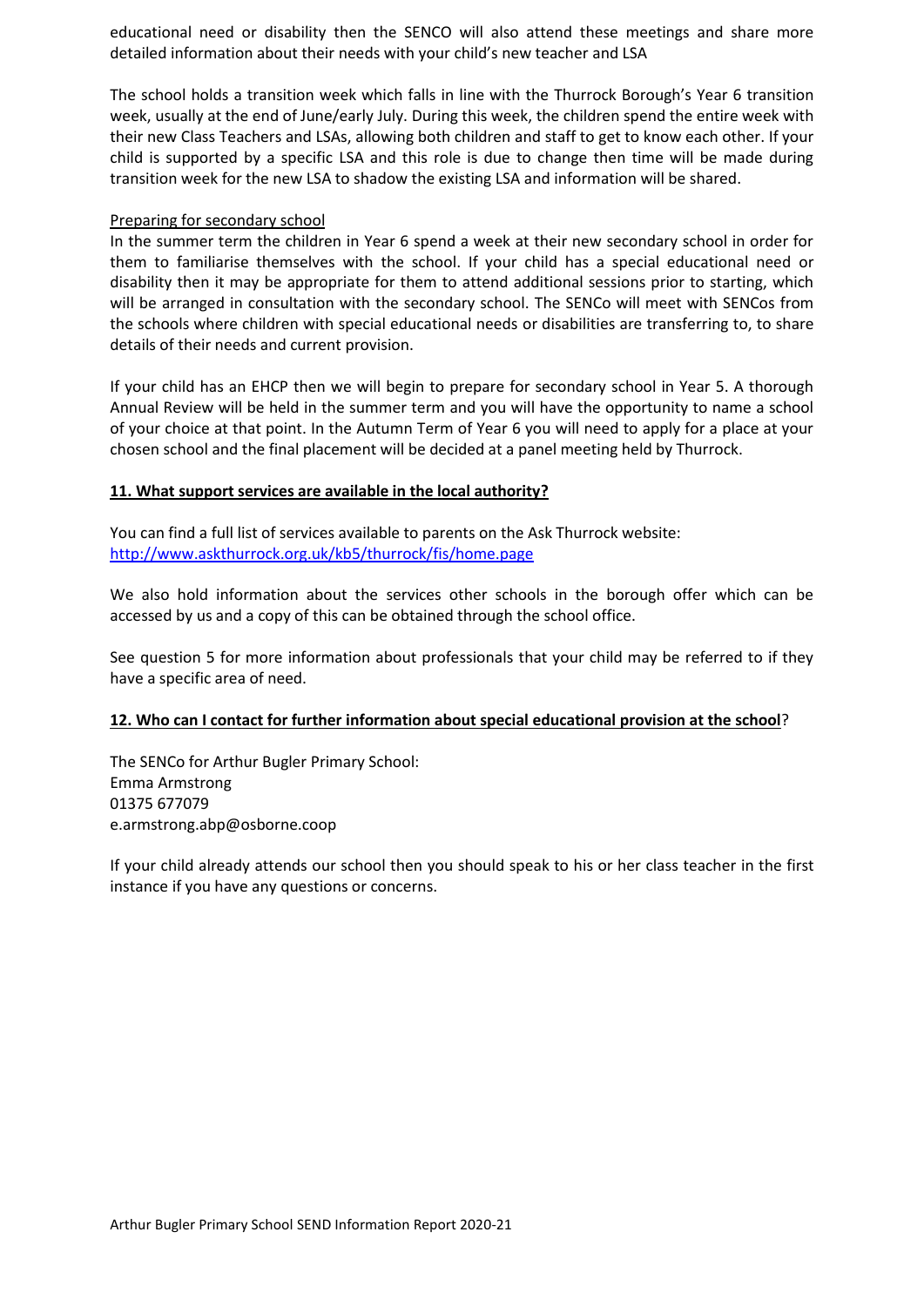educational need or disability then the SENCO will also attend these meetings and share more detailed information about their needs with your child's new teacher and LSA

The school holds a transition week which falls in line with the Thurrock Borough's Year 6 transition week, usually at the end of June/early July. During this week, the children spend the entire week with their new Class Teachers and LSAs, allowing both children and staff to get to know each other. If your child is supported by a specific LSA and this role is due to change then time will be made during transition week for the new LSA to shadow the existing LSA and information will be shared.

Preparing for secondary school

In the summer term the children in Year 6 spend a week at their new secondary school in order for them to familiarise themselves with the school. If your child has a special educational need or disability then it may be appropriate for them to attend additional sessions prior to starting, which will be arranged in consultation with the secondary school. The SENCo will meet with SENCos from the schools where children with special educational needs or disabilities are transferring to, to share details of their needs and current provision.

If your child has an EHCP then we will begin to prepare for secondary school in Year 5. A thorough Annual Review will be held in the summer term and you will have the opportunity to name a school of your choice at that point. In the Autumn Term of Year 6 you will need to apply for a place at your chosen school and the final placement will be decided at a panel meeting held by Thurrock.

**11. What support services are available in the local authority?**

You can find a full list of services available to parents on the Ask Thurrock website:
http://www.askthurrock.org.uk/kb5/thurrock/fis/home.page

We also hold information about the services other schools in the borough offer which can be accessed by us and a copy of this can be obtained through the school office.

See question 5 for more information about professionals that your child may be referred to if they have a specific area of need.

**12. Who can I contact for further information about special educational provision at the school?**

The SENCo for Arthur Bugler Primary School:
Emma Armstrong
01375 677079
e.armstrong.abp@osborne.coop

If your child already attends our school then you should speak to his or her class teacher in the first instance if you have any questions or concerns.